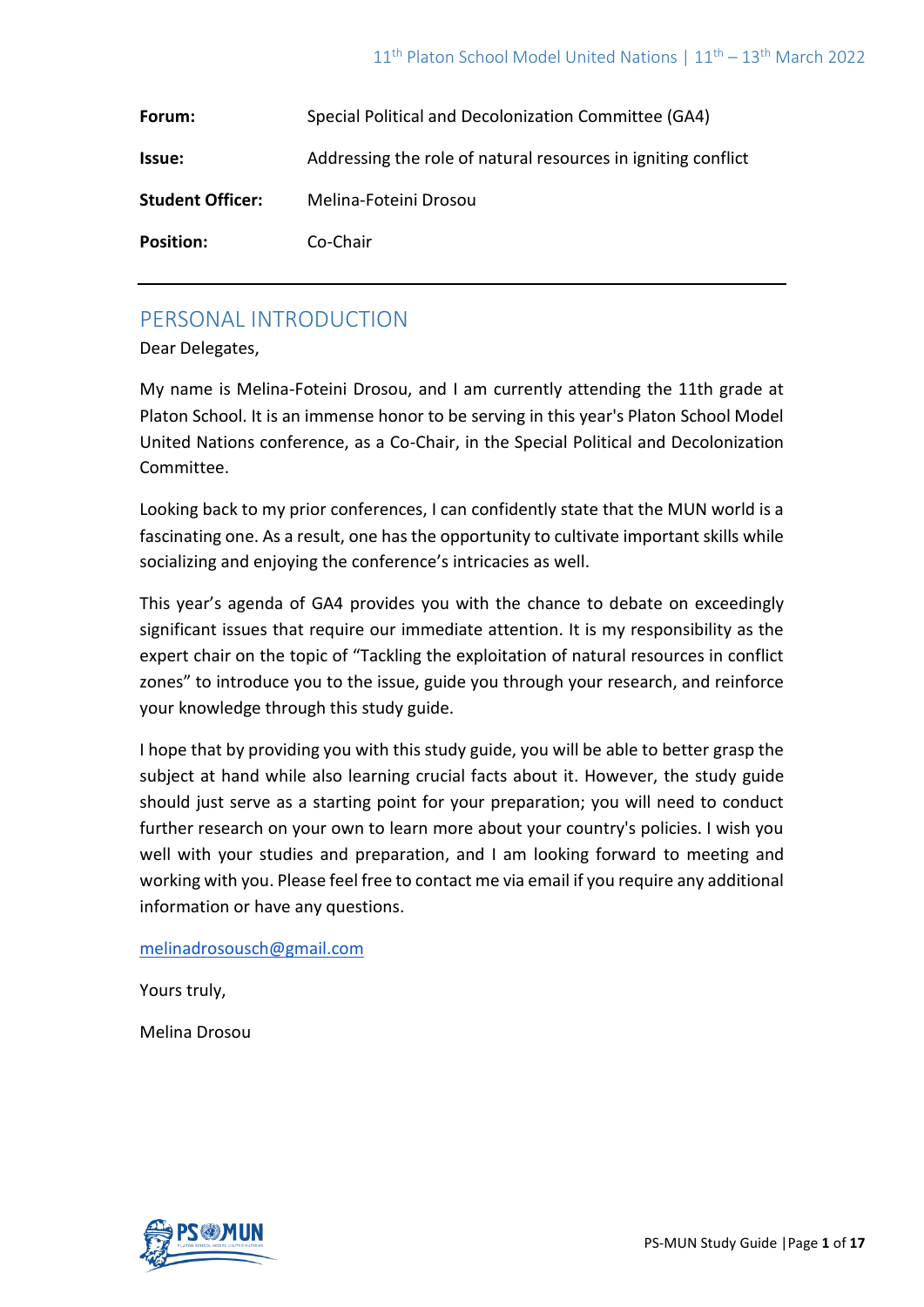| | |
|---|---|
| **Forum:** | Special Political and Decolonization Committee (GA4) |
| **Issue:** | Addressing the role of natural resources in igniting conflict |
| **Student Officer:** | Melina-Foteini Drosou |
| **Position:** | Co-Chair |

## PERSONAL INTRODUCTION

Dear Delegates,

My name is Melina-Foteini Drosou, and I am currently attending the 11th grade at Platon School. It is an immense honor to be serving in this year's Platon School Model United Nations conference, as a Co-Chair, in the Special Political and Decolonization Committee.

Looking back to my prior conferences, I can confidently state that the MUN world is a fascinating one. As a result, one has the opportunity to cultivate important skills while socializing and enjoying the conference's intricacies as well.

This year's agenda of GA4 provides you with the chance to debate on exceedingly significant issues that require our immediate attention. It is my responsibility as the expert chair on the topic of "Tackling the exploitation of natural resources in conflict zones" to introduce you to the issue, guide you through your research, and reinforce your knowledge through this study guide.

I hope that by providing you with this study guide, you will be able to better grasp the subject at hand while also learning crucial facts about it. However, the study guide should just serve as a starting point for your preparation; you will need to conduct further research on your own to learn more about your country's policies. I wish you well with your studies and preparation, and I am looking forward to meeting and working with you. Please feel free to contact me via email if you require any additional information or have any questions.

melinadrosousch@gmail.com

Yours truly,

Melina Drosou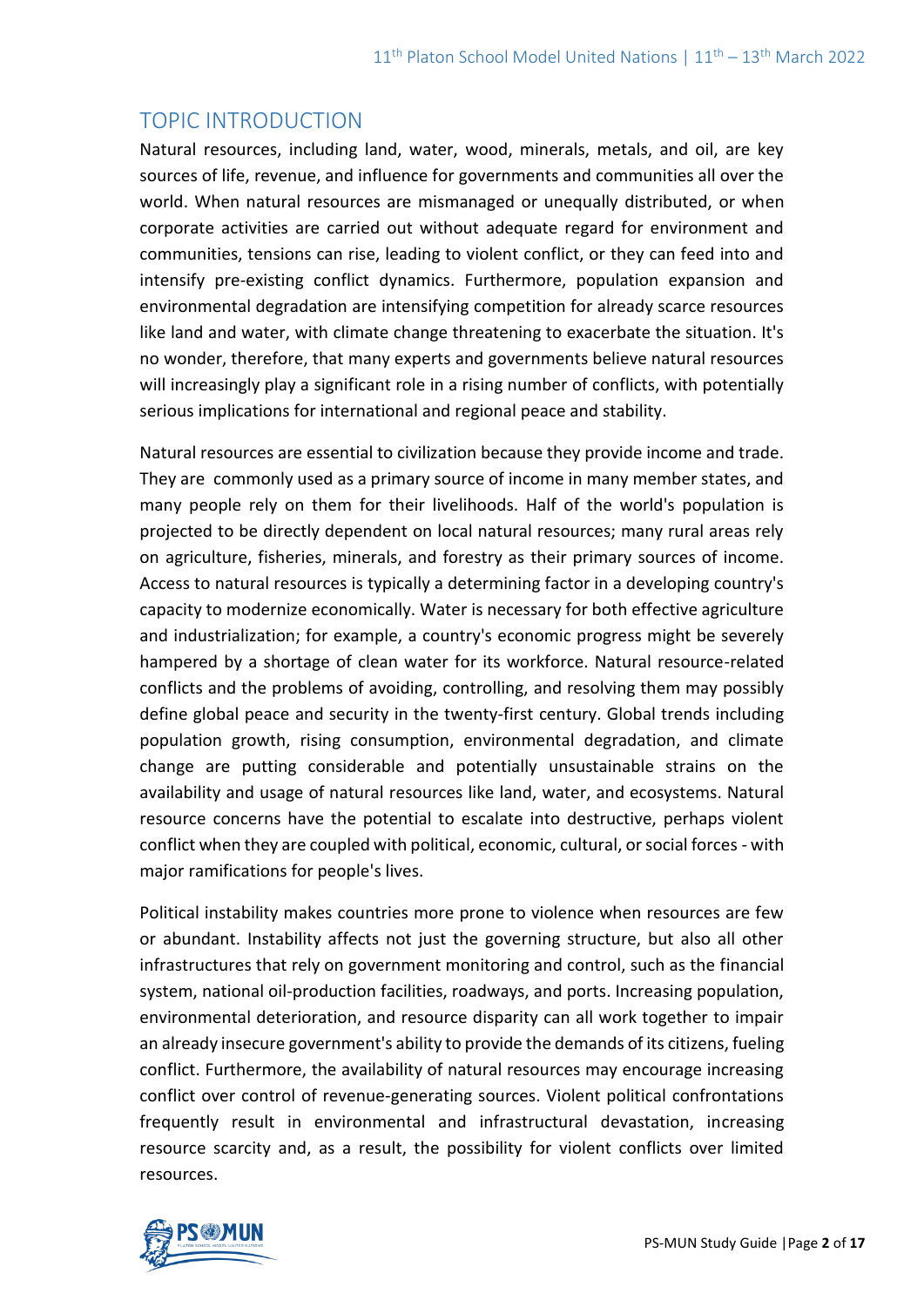## TOPIC INTRODUCTION

Natural resources, including land, water, wood, minerals, metals, and oil, are key sources of life, revenue, and influence for governments and communities all over the world. When natural resources are mismanaged or unequally distributed, or when corporate activities are carried out without adequate regard for environment and communities, tensions can rise, leading to violent conflict, or they can feed into and intensify pre-existing conflict dynamics. Furthermore, population expansion and environmental degradation are intensifying competition for already scarce resources like land and water, with climate change threatening to exacerbate the situation. It's no wonder, therefore, that many experts and governments believe natural resources will increasingly play a significant role in a rising number of conflicts, with potentially serious implications for international and regional peace and stability.

Natural resources are essential to civilization because they provide income and trade. They are commonly used as a primary source of income in many member states, and many people rely on them for their livelihoods. Half of the world's population is projected to be directly dependent on local natural resources; many rural areas rely on agriculture, fisheries, minerals, and forestry as their primary sources of income. Access to natural resources is typically a determining factor in a developing country's capacity to modernize economically. Water is necessary for both effective agriculture and industrialization; for example, a country's economic progress might be severely hampered by a shortage of clean water for its workforce. Natural resource-related conflicts and the problems of avoiding, controlling, and resolving them may possibly define global peace and security in the twenty-first century. Global trends including population growth, rising consumption, environmental degradation, and climate change are putting considerable and potentially unsustainable strains on the availability and usage of natural resources like land, water, and ecosystems. Natural resource concerns have the potential to escalate into destructive, perhaps violent conflict when they are coupled with political, economic, cultural, or social forces - with major ramifications for people's lives.

Political instability makes countries more prone to violence when resources are few or abundant. Instability affects not just the governing structure, but also all other infrastructures that rely on government monitoring and control, such as the financial system, national oil-production facilities, roadways, and ports. Increasing population, environmental deterioration, and resource disparity can all work together to impair an already insecure government's ability to provide the demands of its citizens, fueling conflict. Furthermore, the availability of natural resources may encourage increasing conflict over control of revenue-generating sources. Violent political confrontations frequently result in environmental and infrastructural devastation, increasing resource scarcity and, as a result, the possibility for violent conflicts over limited resources.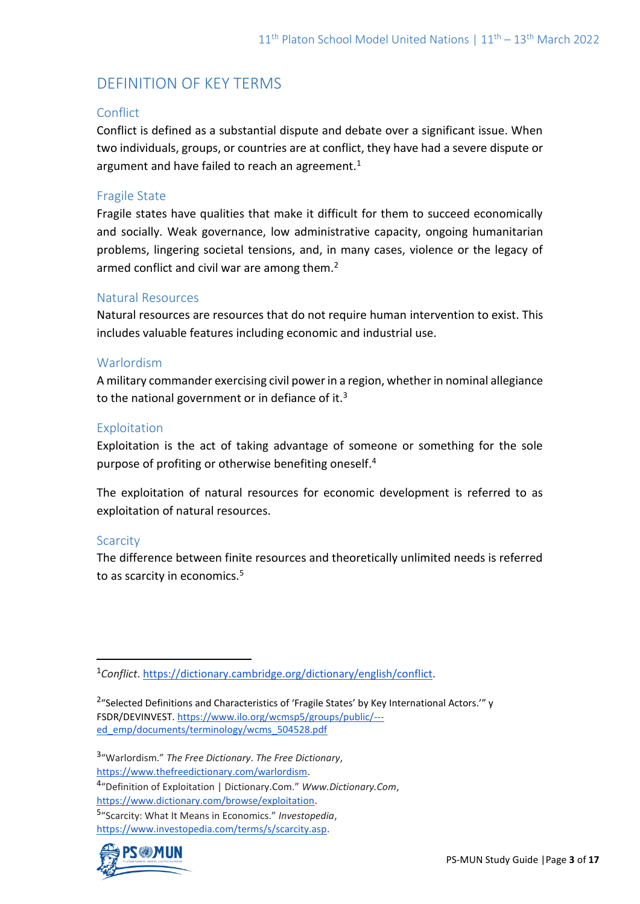## DEFINITION OF KEY TERMS

### Conflict

Conflict is defined as a substantial dispute and debate over a significant issue. When two individuals, groups, or countries are at conflict, they have had a severe dispute or argument and have failed to reach an agreement.[1]

### Fragile State

Fragile states have qualities that make it difficult for them to succeed economically and socially. Weak governance, low administrative capacity, ongoing humanitarian problems, lingering societal tensions, and, in many cases, violence or the legacy of armed conflict and civil war are among them.[2]

### Natural Resources

Natural resources are resources that do not require human intervention to exist. This includes valuable features including economic and industrial use.

### Warlordism

A military commander exercising civil power in a region, whether in nominal allegiance to the national government or in defiance of it.[3]

### Exploitation

Exploitation is the act of taking advantage of someone or something for the sole purpose of profiting or otherwise benefiting oneself.[4]

The exploitation of natural resources for economic development is referred to as exploitation of natural resources.

### Scarcity

The difference between finite resources and theoretically unlimited needs is referred to as scarcity in economics.[5]

---

[1] *Conflict*. https://dictionary.cambridge.org/dictionary/english/conflict.

[2] "Selected Definitions and Characteristics of 'Fragile States' by Key International Actors.'" y FSDR/DEVINVEST. https://www.ilo.org/wcmsp5/groups/public/---ed_emp/documents/terminology/wcms_504528.pdf

[3] "Warlordism." *The Free Dictionary*. *The Free Dictionary*, https://www.thefreedictionary.com/warlordism.

[4] "Definition of Exploitation | Dictionary.Com." *Www.Dictionary.Com*, https://www.dictionary.com/browse/exploitation.

[5] "Scarcity: What It Means in Economics." *Investopedia*, https://www.investopedia.com/terms/s/scarcity.asp.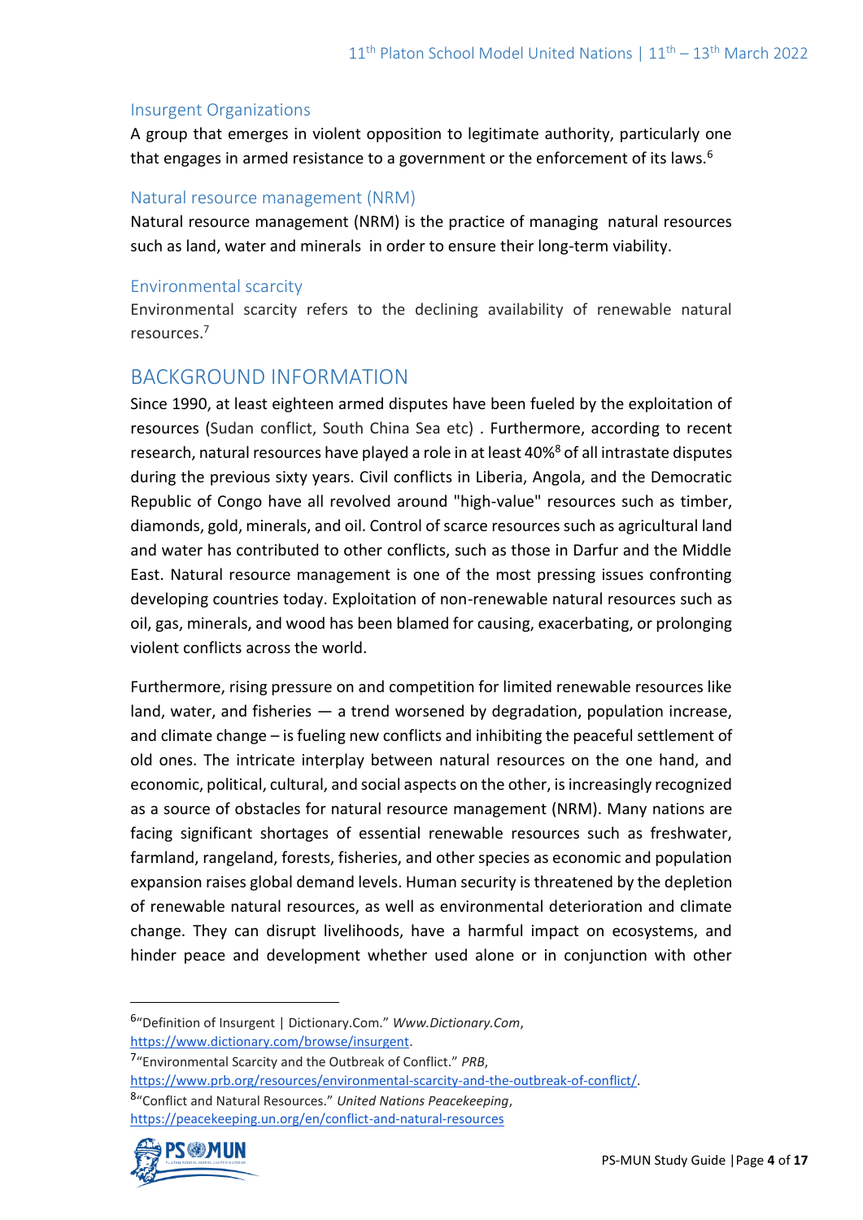### Insurgent Organizations

A group that emerges in violent opposition to legitimate authority, particularly one that engages in armed resistance to a government or the enforcement of its laws.[6]

### Natural resource management (NRM)

Natural resource management (NRM) is the practice of managing natural resources such as land, water and minerals in order to ensure their long-term viability.

### Environmental scarcity

Environmental scarcity refers to the declining availability of renewable natural resources.[7]

## BACKGROUND INFORMATION

Since 1990, at least eighteen armed disputes have been fueled by the exploitation of resources (Sudan conflict, South China Sea etc) . Furthermore, according to recent research, natural resources have played a role in at least 40%[8] of all intrastate disputes during the previous sixty years. Civil conflicts in Liberia, Angola, and the Democratic Republic of Congo have all revolved around "high-value" resources such as timber, diamonds, gold, minerals, and oil. Control of scarce resources such as agricultural land and water has contributed to other conflicts, such as those in Darfur and the Middle East. Natural resource management is one of the most pressing issues confronting developing countries today. Exploitation of non-renewable natural resources such as oil, gas, minerals, and wood has been blamed for causing, exacerbating, or prolonging violent conflicts across the world.

Furthermore, rising pressure on and competition for limited renewable resources like land, water, and fisheries — a trend worsened by degradation, population increase, and climate change – is fueling new conflicts and inhibiting the peaceful settlement of old ones. The intricate interplay between natural resources on the one hand, and economic, political, cultural, and social aspects on the other, is increasingly recognized as a source of obstacles for natural resource management (NRM). Many nations are facing significant shortages of essential renewable resources such as freshwater, farmland, rangeland, forests, fisheries, and other species as economic and population expansion raises global demand levels. Human security is threatened by the depletion of renewable natural resources, as well as environmental deterioration and climate change. They can disrupt livelihoods, have a harmful impact on ecosystems, and hinder peace and development whether used alone or in conjunction with other

---

[6] "Definition of Insurgent | Dictionary.Com." *Www.Dictionary.Com*, https://www.dictionary.com/browse/insurgent.

[7] "Environmental Scarcity and the Outbreak of Conflict." *PRB*, https://www.prb.org/resources/environmental-scarcity-and-the-outbreak-of-conflict/.

[8] "Conflict and Natural Resources." *United Nations Peacekeeping*, https://peacekeeping.un.org/en/conflict-and-natural-resources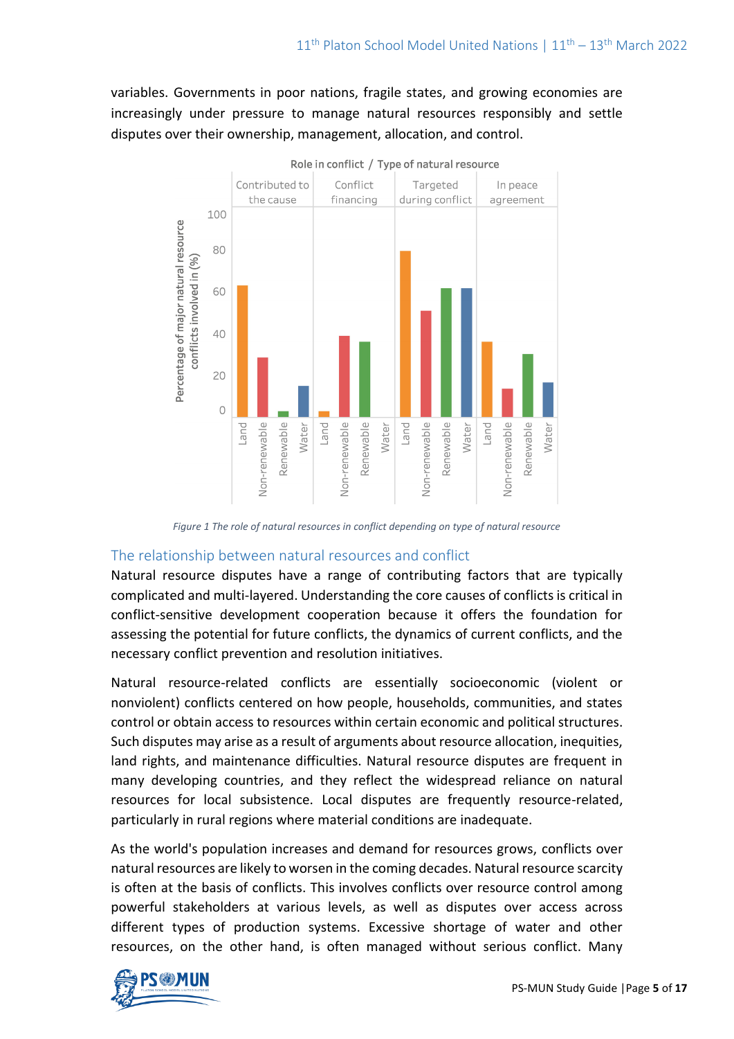variables. Governments in poor nations, fragile states, and growing economies are increasingly under pressure to manage natural resources responsibly and settle disputes over their ownership, management, allocation, and control.

*Figure 1 The role of natural resources in conflict depending on type of natural resource*

## The relationship between natural resources and conflict

Natural resource disputes have a range of contributing factors that are typically complicated and multi-layered. Understanding the core causes of conflicts is critical in conflict-sensitive development cooperation because it offers the foundation for assessing the potential for future conflicts, the dynamics of current conflicts, and the necessary conflict prevention and resolution initiatives.

Natural resource-related conflicts are essentially socioeconomic (violent or nonviolent) conflicts centered on how people, households, communities, and states control or obtain access to resources within certain economic and political structures. Such disputes may arise as a result of arguments about resource allocation, inequities, land rights, and maintenance difficulties. Natural resource disputes are frequent in many developing countries, and they reflect the widespread reliance on natural resources for local subsistence. Local disputes are frequently resource-related, particularly in rural regions where material conditions are inadequate.

As the world's population increases and demand for resources grows, conflicts over natural resources are likely to worsen in the coming decades. Natural resource scarcity is often at the basis of conflicts. This involves conflicts over resource control among powerful stakeholders at various levels, as well as disputes over access across different types of production systems. Excessive shortage of water and other resources, on the other hand, is often managed without serious conflict. Many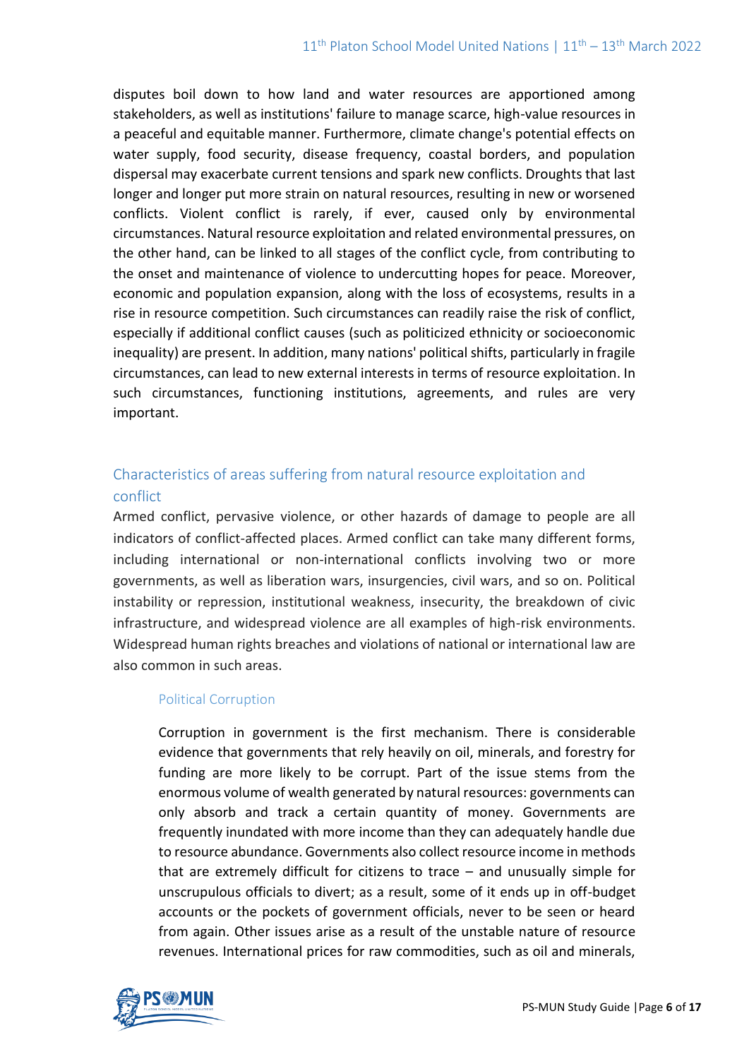disputes boil down to how land and water resources are apportioned among stakeholders, as well as institutions' failure to manage scarce, high-value resources in a peaceful and equitable manner. Furthermore, climate change's potential effects on water supply, food security, disease frequency, coastal borders, and population dispersal may exacerbate current tensions and spark new conflicts. Droughts that last longer and longer put more strain on natural resources, resulting in new or worsened conflicts. Violent conflict is rarely, if ever, caused only by environmental circumstances. Natural resource exploitation and related environmental pressures, on the other hand, can be linked to all stages of the conflict cycle, from contributing to the onset and maintenance of violence to undercutting hopes for peace. Moreover, economic and population expansion, along with the loss of ecosystems, results in a rise in resource competition. Such circumstances can readily raise the risk of conflict, especially if additional conflict causes (such as politicized ethnicity or socioeconomic inequality) are present. In addition, many nations' political shifts, particularly in fragile circumstances, can lead to new external interests in terms of resource exploitation. In such circumstances, functioning institutions, agreements, and rules are very important.

## Characteristics of areas suffering from natural resource exploitation and conflict

Armed conflict, pervasive violence, or other hazards of damage to people are all indicators of conflict-affected places. Armed conflict can take many different forms, including international or non-international conflicts involving two or more governments, as well as liberation wars, insurgencies, civil wars, and so on. Political instability or repression, institutional weakness, insecurity, the breakdown of civic infrastructure, and widespread violence are all examples of high-risk environments. Widespread human rights breaches and violations of national or international law are also common in such areas.

### Political Corruption

Corruption in government is the first mechanism. There is considerable evidence that governments that rely heavily on oil, minerals, and forestry for funding are more likely to be corrupt. Part of the issue stems from the enormous volume of wealth generated by natural resources: governments can only absorb and track a certain quantity of money. Governments are frequently inundated with more income than they can adequately handle due to resource abundance. Governments also collect resource income in methods that are extremely difficult for citizens to trace – and unusually simple for unscrupulous officials to divert; as a result, some of it ends up in off-budget accounts or the pockets of government officials, never to be seen or heard from again. Other issues arise as a result of the unstable nature of resource revenues. International prices for raw commodities, such as oil and minerals,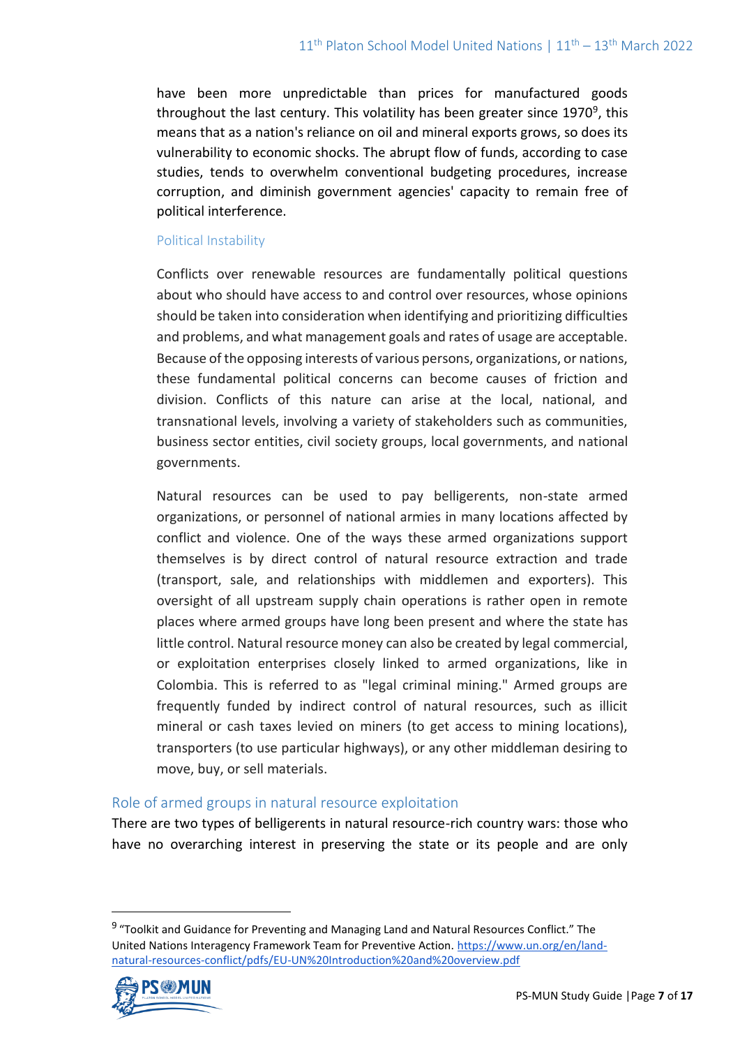have been more unpredictable than prices for manufactured goods throughout the last century. This volatility has been greater since 1970[9], this means that as a nation's reliance on oil and mineral exports grows, so does its vulnerability to economic shocks. The abrupt flow of funds, according to case studies, tends to overwhelm conventional budgeting procedures, increase corruption, and diminish government agencies' capacity to remain free of political interference.

### Political Instability

Conflicts over renewable resources are fundamentally political questions about who should have access to and control over resources, whose opinions should be taken into consideration when identifying and prioritizing difficulties and problems, and what management goals and rates of usage are acceptable. Because of the opposing interests of various persons, organizations, or nations, these fundamental political concerns can become causes of friction and division. Conflicts of this nature can arise at the local, national, and transnational levels, involving a variety of stakeholders such as communities, business sector entities, civil society groups, local governments, and national governments.

Natural resources can be used to pay belligerents, non-state armed organizations, or personnel of national armies in many locations affected by conflict and violence. One of the ways these armed organizations support themselves is by direct control of natural resource extraction and trade (transport, sale, and relationships with middlemen and exporters). This oversight of all upstream supply chain operations is rather open in remote places where armed groups have long been present and where the state has little control. Natural resource money can also be created by legal commercial, or exploitation enterprises closely linked to armed organizations, like in Colombia. This is referred to as "legal criminal mining." Armed groups are frequently funded by indirect control of natural resources, such as illicit mineral or cash taxes levied on miners (to get access to mining locations), transporters (to use particular highways), or any other middleman desiring to move, buy, or sell materials.

## Role of armed groups in natural resource exploitation

There are two types of belligerents in natural resource-rich country wars: those who have no overarching interest in preserving the state or its people and are only

[9] "Toolkit and Guidance for Preventing and Managing Land and Natural Resources Conflict." The United Nations Interagency Framework Team for Preventive Action. https://www.un.org/en/land-natural-resources-conflict/pdfs/EU-UN%20Introduction%20and%20overview.pdf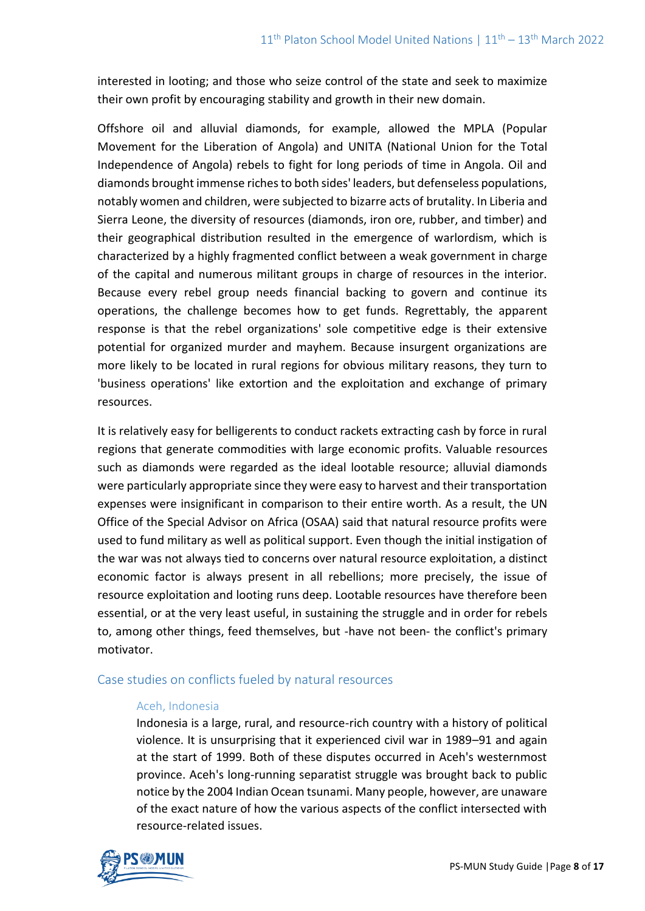interested in looting; and those who seize control of the state and seek to maximize their own profit by encouraging stability and growth in their new domain.

Offshore oil and alluvial diamonds, for example, allowed the MPLA (Popular Movement for the Liberation of Angola) and UNITA (National Union for the Total Independence of Angola) rebels to fight for long periods of time in Angola. Oil and diamonds brought immense riches to both sides' leaders, but defenseless populations, notably women and children, were subjected to bizarre acts of brutality. In Liberia and Sierra Leone, the diversity of resources (diamonds, iron ore, rubber, and timber) and their geographical distribution resulted in the emergence of warlordism, which is characterized by a highly fragmented conflict between a weak government in charge of the capital and numerous militant groups in charge of resources in the interior. Because every rebel group needs financial backing to govern and continue its operations, the challenge becomes how to get funds. Regrettably, the apparent response is that the rebel organizations' sole competitive edge is their extensive potential for organized murder and mayhem. Because insurgent organizations are more likely to be located in rural regions for obvious military reasons, they turn to 'business operations' like extortion and the exploitation and exchange of primary resources.

It is relatively easy for belligerents to conduct rackets extracting cash by force in rural regions that generate commodities with large economic profits. Valuable resources such as diamonds were regarded as the ideal lootable resource; alluvial diamonds were particularly appropriate since they were easy to harvest and their transportation expenses were insignificant in comparison to their entire worth. As a result, the UN Office of the Special Advisor on Africa (OSAA) said that natural resource profits were used to fund military as well as political support. Even though the initial instigation of the war was not always tied to concerns over natural resource exploitation, a distinct economic factor is always present in all rebellions; more precisely, the issue of resource exploitation and looting runs deep. Lootable resources have therefore been essential, or at the very least useful, in sustaining the struggle and in order for rebels to, among other things, feed themselves, but -have not been- the conflict's primary motivator.

## Case studies on conflicts fueled by natural resources

### Aceh, Indonesia

Indonesia is a large, rural, and resource-rich country with a history of political violence. It is unsurprising that it experienced civil war in 1989–91 and again at the start of 1999. Both of these disputes occurred in Aceh's westernmost province. Aceh's long-running separatist struggle was brought back to public notice by the 2004 Indian Ocean tsunami. Many people, however, are unaware of the exact nature of how the various aspects of the conflict intersected with resource-related issues.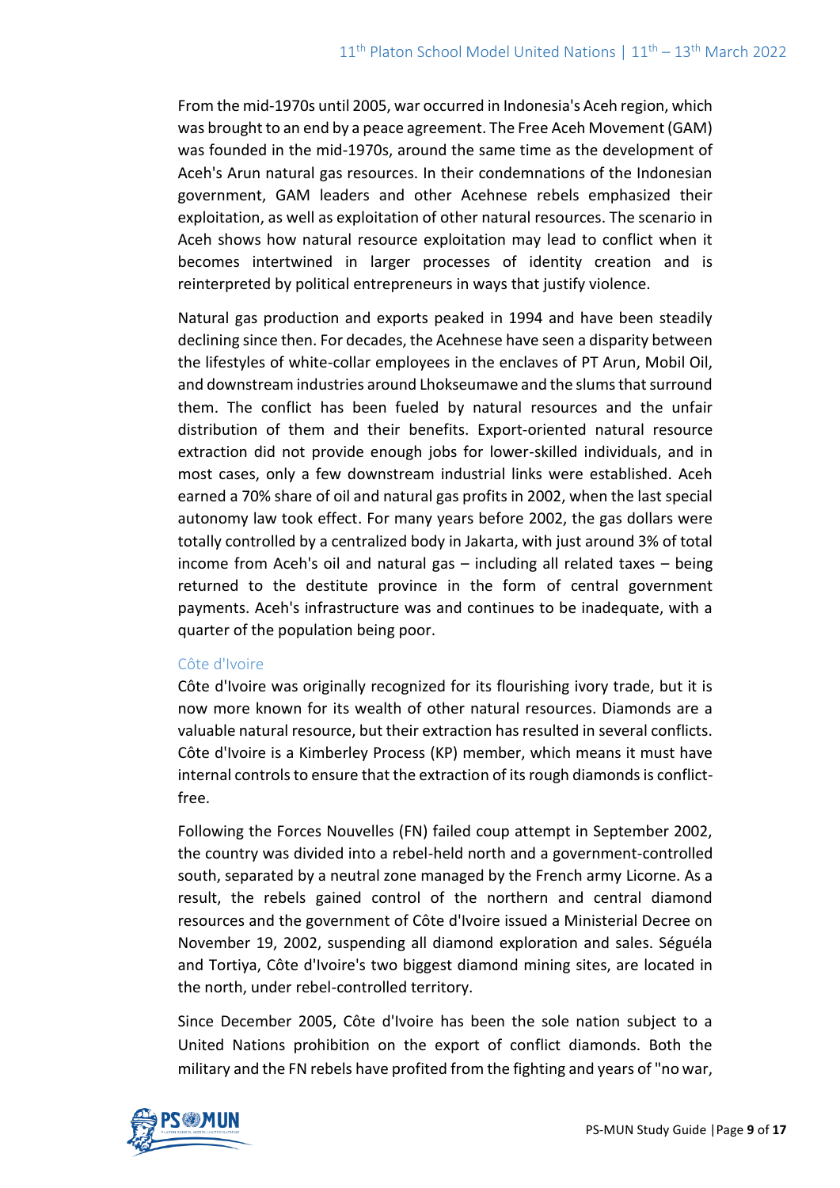From the mid-1970s until 2005, war occurred in Indonesia's Aceh region, which was brought to an end by a peace agreement. The Free Aceh Movement (GAM) was founded in the mid-1970s, around the same time as the development of Aceh's Arun natural gas resources. In their condemnations of the Indonesian government, GAM leaders and other Acehnese rebels emphasized their exploitation, as well as exploitation of other natural resources. The scenario in Aceh shows how natural resource exploitation may lead to conflict when it becomes intertwined in larger processes of identity creation and is reinterpreted by political entrepreneurs in ways that justify violence.

Natural gas production and exports peaked in 1994 and have been steadily declining since then. For decades, the Acehnese have seen a disparity between the lifestyles of white-collar employees in the enclaves of PT Arun, Mobil Oil, and downstream industries around Lhokseumawe and the slums that surround them. The conflict has been fueled by natural resources and the unfair distribution of them and their benefits. Export-oriented natural resource extraction did not provide enough jobs for lower-skilled individuals, and in most cases, only a few downstream industrial links were established. Aceh earned a 70% share of oil and natural gas profits in 2002, when the last special autonomy law took effect. For many years before 2002, the gas dollars were totally controlled by a centralized body in Jakarta, with just around 3% of total income from Aceh's oil and natural gas – including all related taxes – being returned to the destitute province in the form of central government payments. Aceh's infrastructure was and continues to be inadequate, with a quarter of the population being poor.

### Côte d'Ivoire

Côte d'Ivoire was originally recognized for its flourishing ivory trade, but it is now more known for its wealth of other natural resources. Diamonds are a valuable natural resource, but their extraction has resulted in several conflicts. Côte d'Ivoire is a Kimberley Process (KP) member, which means it must have internal controls to ensure that the extraction of its rough diamonds is conflict-free.

Following the Forces Nouvelles (FN) failed coup attempt in September 2002, the country was divided into a rebel-held north and a government-controlled south, separated by a neutral zone managed by the French army Licorne. As a result, the rebels gained control of the northern and central diamond resources and the government of Côte d'Ivoire issued a Ministerial Decree on November 19, 2002, suspending all diamond exploration and sales. Séguéla and Tortiya, Côte d'Ivoire's two biggest diamond mining sites, are located in the north, under rebel-controlled territory.

Since December 2005, Côte d'Ivoire has been the sole nation subject to a United Nations prohibition on the export of conflict diamonds. Both the military and the FN rebels have profited from the fighting and years of "no war,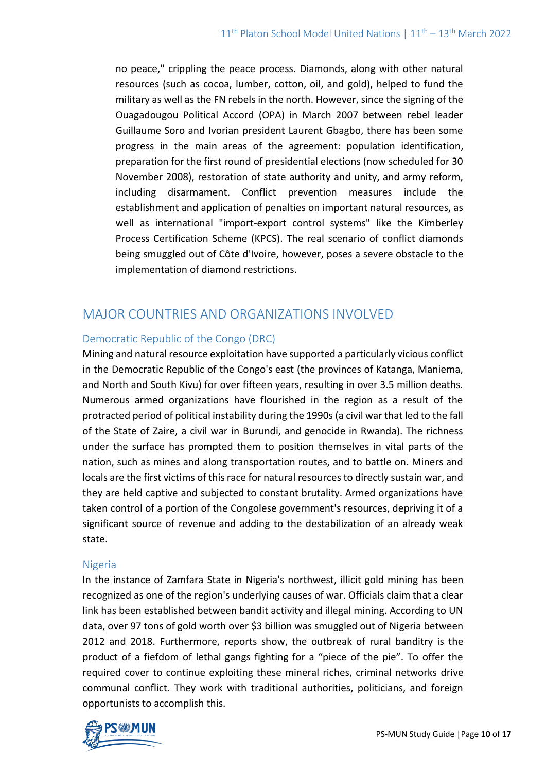no peace," crippling the peace process. Diamonds, along with other natural resources (such as cocoa, lumber, cotton, oil, and gold), helped to fund the military as well as the FN rebels in the north. However, since the signing of the Ouagadougou Political Accord (OPA) in March 2007 between rebel leader Guillaume Soro and Ivorian president Laurent Gbagbo, there has been some progress in the main areas of the agreement: population identification, preparation for the first round of presidential elections (now scheduled for 30 November 2008), restoration of state authority and unity, and army reform, including disarmament. Conflict prevention measures include the establishment and application of penalties on important natural resources, as well as international "import-export control systems" like the Kimberley Process Certification Scheme (KPCS). The real scenario of conflict diamonds being smuggled out of Côte d'Ivoire, however, poses a severe obstacle to the implementation of diamond restrictions.

## MAJOR COUNTRIES AND ORGANIZATIONS INVOLVED

### Democratic Republic of the Congo (DRC)

Mining and natural resource exploitation have supported a particularly vicious conflict in the Democratic Republic of the Congo's east (the provinces of Katanga, Maniema, and North and South Kivu) for over fifteen years, resulting in over 3.5 million deaths. Numerous armed organizations have flourished in the region as a result of the protracted period of political instability during the 1990s (a civil war that led to the fall of the State of Zaire, a civil war in Burundi, and genocide in Rwanda). The richness under the surface has prompted them to position themselves in vital parts of the nation, such as mines and along transportation routes, and to battle on. Miners and locals are the first victims of this race for natural resources to directly sustain war, and they are held captive and subjected to constant brutality. Armed organizations have taken control of a portion of the Congolese government's resources, depriving it of a significant source of revenue and adding to the destabilization of an already weak state.

### Nigeria

In the instance of Zamfara State in Nigeria's northwest, illicit gold mining has been recognized as one of the region's underlying causes of war. Officials claim that a clear link has been established between bandit activity and illegal mining. According to UN data, over 97 tons of gold worth over $3 billion was smuggled out of Nigeria between 2012 and 2018. Furthermore, reports show, the outbreak of rural banditry is the product of a fiefdom of lethal gangs fighting for a "piece of the pie". To offer the required cover to continue exploiting these mineral riches, criminal networks drive communal conflict. They work with traditional authorities, politicians, and foreign opportunists to accomplish this.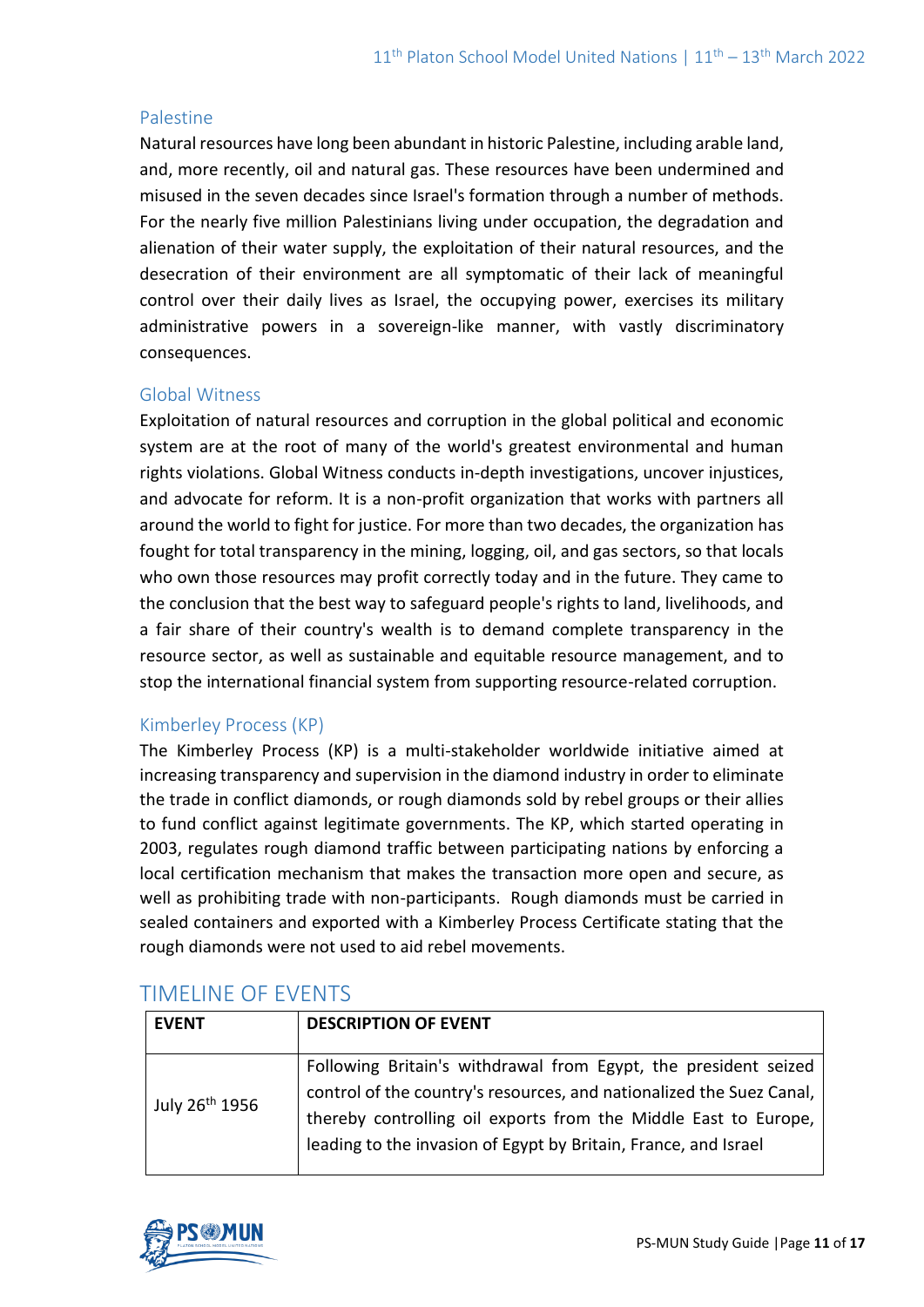### Palestine

Natural resources have long been abundant in historic Palestine, including arable land, and, more recently, oil and natural gas. These resources have been undermined and misused in the seven decades since Israel's formation through a number of methods. For the nearly five million Palestinians living under occupation, the degradation and alienation of their water supply, the exploitation of their natural resources, and the desecration of their environment are all symptomatic of their lack of meaningful control over their daily lives as Israel, the occupying power, exercises its military administrative powers in a sovereign-like manner, with vastly discriminatory consequences.

### Global Witness

Exploitation of natural resources and corruption in the global political and economic system are at the root of many of the world's greatest environmental and human rights violations. Global Witness conducts in-depth investigations, uncover injustices, and advocate for reform. It is a non-profit organization that works with partners all around the world to fight for justice. For more than two decades, the organization has fought for total transparency in the mining, logging, oil, and gas sectors, so that locals who own those resources may profit correctly today and in the future. They came to the conclusion that the best way to safeguard people's rights to land, livelihoods, and a fair share of their country's wealth is to demand complete transparency in the resource sector, as well as sustainable and equitable resource management, and to stop the international financial system from supporting resource-related corruption.

### Kimberley Process (KP)

The Kimberley Process (KP) is a multi-stakeholder worldwide initiative aimed at increasing transparency and supervision in the diamond industry in order to eliminate the trade in conflict diamonds, or rough diamonds sold by rebel groups or their allies to fund conflict against legitimate governments. The KP, which started operating in 2003, regulates rough diamond traffic between participating nations by enforcing a local certification mechanism that makes the transaction more open and secure, as well as prohibiting trade with non-participants. Rough diamonds must be carried in sealed containers and exported with a Kimberley Process Certificate stating that the rough diamonds were not used to aid rebel movements.

## TIMELINE OF EVENTS

| EVENT | DESCRIPTION OF EVENT |
|---|---|
| July 26th 1956 | Following Britain's withdrawal from Egypt, the president seized control of the country's resources, and nationalized the Suez Canal, thereby controlling oil exports from the Middle East to Europe, leading to the invasion of Egypt by Britain, France, and Israel |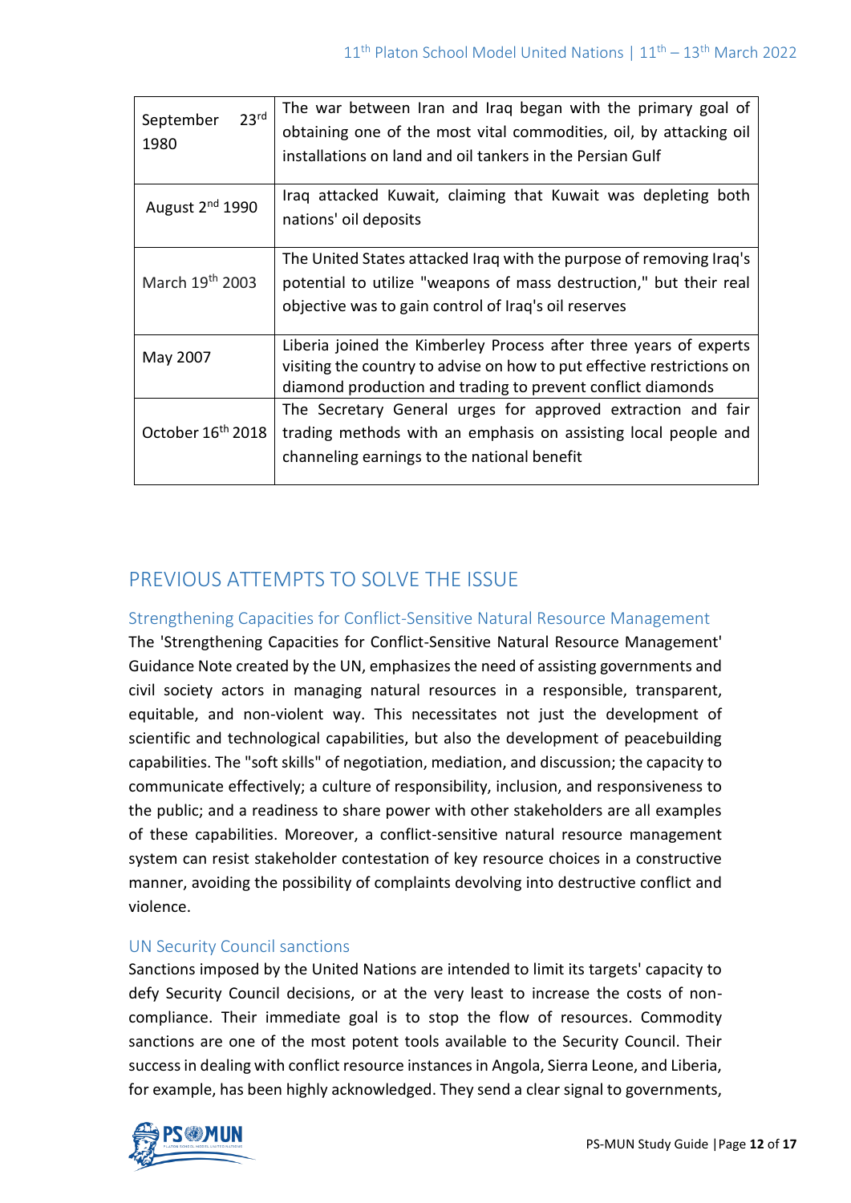| | |
|---|---|
| September 23rd 1980 | The war between Iran and Iraq began with the primary goal of obtaining one of the most vital commodities, oil, by attacking oil installations on land and oil tankers in the Persian Gulf |
| August 2nd 1990 | Iraq attacked Kuwait, claiming that Kuwait was depleting both nations' oil deposits |
| March 19th 2003 | The United States attacked Iraq with the purpose of removing Iraq's potential to utilize "weapons of mass destruction," but their real objective was to gain control of Iraq's oil reserves |
| May 2007 | Liberia joined the Kimberley Process after three years of experts visiting the country to advise on how to put effective restrictions on diamond production and trading to prevent conflict diamonds |
| October 16th 2018 | The Secretary General urges for approved extraction and fair trading methods with an emphasis on assisting local people and channeling earnings to the national benefit |

## PREVIOUS ATTEMPTS TO SOLVE THE ISSUE

### Strengthening Capacities for Conflict-Sensitive Natural Resource Management

The 'Strengthening Capacities for Conflict-Sensitive Natural Resource Management' Guidance Note created by the UN, emphasizes the need of assisting governments and civil society actors in managing natural resources in a responsible, transparent, equitable, and non-violent way. This necessitates not just the development of scientific and technological capabilities, but also the development of peacebuilding capabilities. The "soft skills" of negotiation, mediation, and discussion; the capacity to communicate effectively; a culture of responsibility, inclusion, and responsiveness to the public; and a readiness to share power with other stakeholders are all examples of these capabilities. Moreover, a conflict-sensitive natural resource management system can resist stakeholder contestation of key resource choices in a constructive manner, avoiding the possibility of complaints devolving into destructive conflict and violence.

### UN Security Council sanctions

Sanctions imposed by the United Nations are intended to limit its targets' capacity to defy Security Council decisions, or at the very least to increase the costs of non-compliance. Their immediate goal is to stop the flow of resources. Commodity sanctions are one of the most potent tools available to the Security Council. Their success in dealing with conflict resource instances in Angola, Sierra Leone, and Liberia, for example, has been highly acknowledged. They send a clear signal to governments,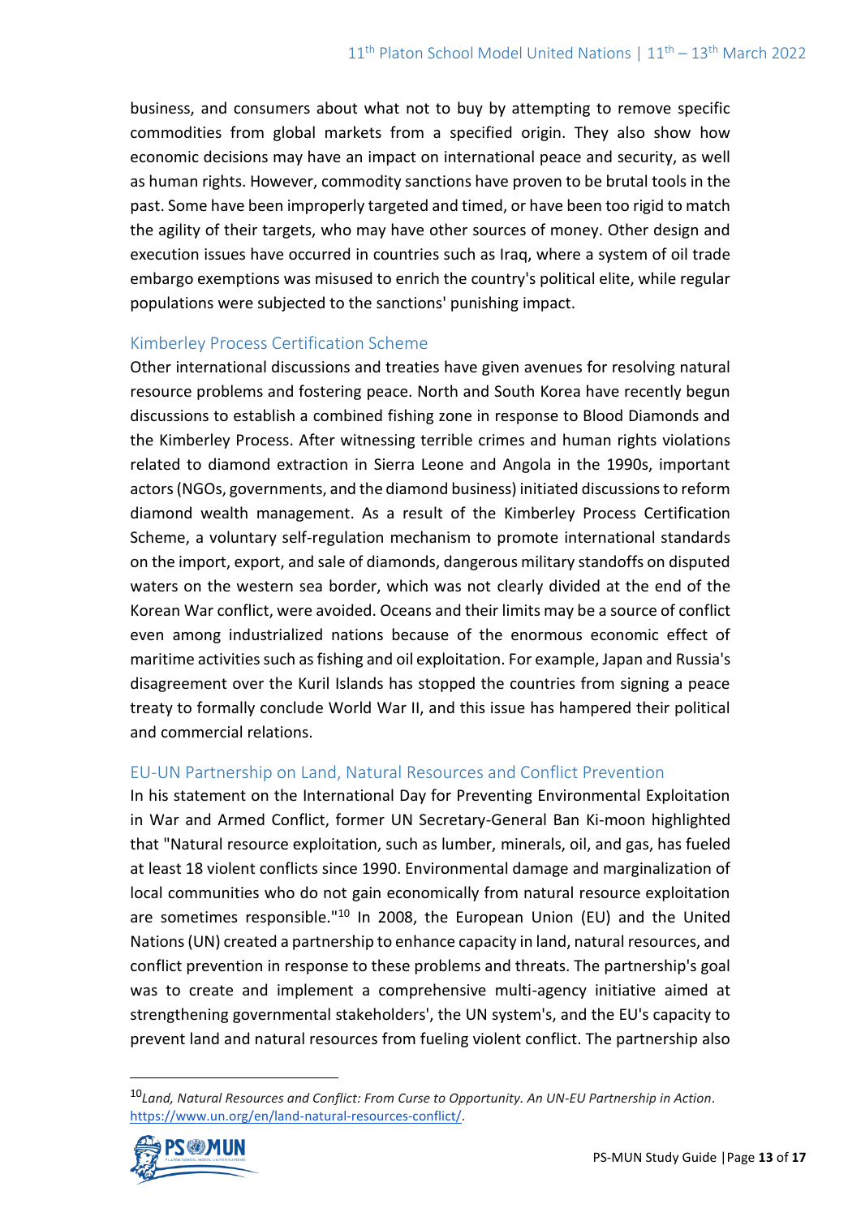business, and consumers about what not to buy by attempting to remove specific commodities from global markets from a specified origin. They also show how economic decisions may have an impact on international peace and security, as well as human rights. However, commodity sanctions have proven to be brutal tools in the past. Some have been improperly targeted and timed, or have been too rigid to match the agility of their targets, who may have other sources of money. Other design and execution issues have occurred in countries such as Iraq, where a system of oil trade embargo exemptions was misused to enrich the country's political elite, while regular populations were subjected to the sanctions' punishing impact.

### Kimberley Process Certification Scheme

Other international discussions and treaties have given avenues for resolving natural resource problems and fostering peace. North and South Korea have recently begun discussions to establish a combined fishing zone in response to Blood Diamonds and the Kimberley Process. After witnessing terrible crimes and human rights violations related to diamond extraction in Sierra Leone and Angola in the 1990s, important actors (NGOs, governments, and the diamond business) initiated discussions to reform diamond wealth management. As a result of the Kimberley Process Certification Scheme, a voluntary self-regulation mechanism to promote international standards on the import, export, and sale of diamonds, dangerous military standoffs on disputed waters on the western sea border, which was not clearly divided at the end of the Korean War conflict, were avoided. Oceans and their limits may be a source of conflict even among industrialized nations because of the enormous economic effect of maritime activities such as fishing and oil exploitation. For example, Japan and Russia's disagreement over the Kuril Islands has stopped the countries from signing a peace treaty to formally conclude World War II, and this issue has hampered their political and commercial relations.

### EU-UN Partnership on Land, Natural Resources and Conflict Prevention

In his statement on the International Day for Preventing Environmental Exploitation in War and Armed Conflict, former UN Secretary-General Ban Ki-moon highlighted that "Natural resource exploitation, such as lumber, minerals, oil, and gas, has fueled at least 18 violent conflicts since 1990. Environmental damage and marginalization of local communities who do not gain economically from natural resource exploitation are sometimes responsible."[10] In 2008, the European Union (EU) and the United Nations (UN) created a partnership to enhance capacity in land, natural resources, and conflict prevention in response to these problems and threats. The partnership's goal was to create and implement a comprehensive multi-agency initiative aimed at strengthening governmental stakeholders', the UN system's, and the EU's capacity to prevent land and natural resources from fueling violent conflict. The partnership also

---

[10] *Land, Natural Resources and Conflict: From Curse to Opportunity. An UN-EU Partnership in Action*. https://www.un.org/en/land-natural-resources-conflict/.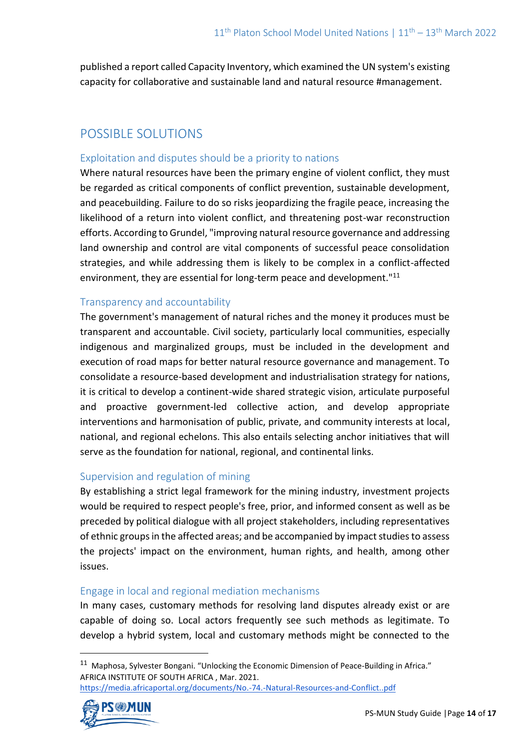published a report called Capacity Inventory, which examined the UN system's existing capacity for collaborative and sustainable land and natural resource #management.

## POSSIBLE SOLUTIONS

### Exploitation and disputes should be a priority to nations

Where natural resources have been the primary engine of violent conflict, they must be regarded as critical components of conflict prevention, sustainable development, and peacebuilding. Failure to do so risks jeopardizing the fragile peace, increasing the likelihood of a return into violent conflict, and threatening post-war reconstruction efforts. According to Grundel, "improving natural resource governance and addressing land ownership and control are vital components of successful peace consolidation strategies, and while addressing them is likely to be complex in a conflict-affected environment, they are essential for long-term peace and development."[11]

### Transparency and accountability

The government's management of natural riches and the money it produces must be transparent and accountable. Civil society, particularly local communities, especially indigenous and marginalized groups, must be included in the development and execution of road maps for better natural resource governance and management. To consolidate a resource-based development and industrialisation strategy for nations, it is critical to develop a continent-wide shared strategic vision, articulate purposeful and proactive government-led collective action, and develop appropriate interventions and harmonisation of public, private, and community interests at local, national, and regional echelons. This also entails selecting anchor initiatives that will serve as the foundation for national, regional, and continental links.

### Supervision and regulation of mining

By establishing a strict legal framework for the mining industry, investment projects would be required to respect people's free, prior, and informed consent as well as be preceded by political dialogue with all project stakeholders, including representatives of ethnic groups in the affected areas; and be accompanied by impact studies to assess the projects' impact on the environment, human rights, and health, among other issues.

### Engage in local and regional mediation mechanisms

In many cases, customary methods for resolving land disputes already exist or are capable of doing so. Local actors frequently see such methods as legitimate. To develop a hybrid system, local and customary methods might be connected to the

---

[11] Maphosa, Sylvester Bongani. "Unlocking the Economic Dimension of Peace-Building in Africa." AFRICA INSTITUTE OF SOUTH AFRICA , Mar. 2021. https://media.africaportal.org/documents/No.-74.-Natural-Resources-and-Conflict..pdf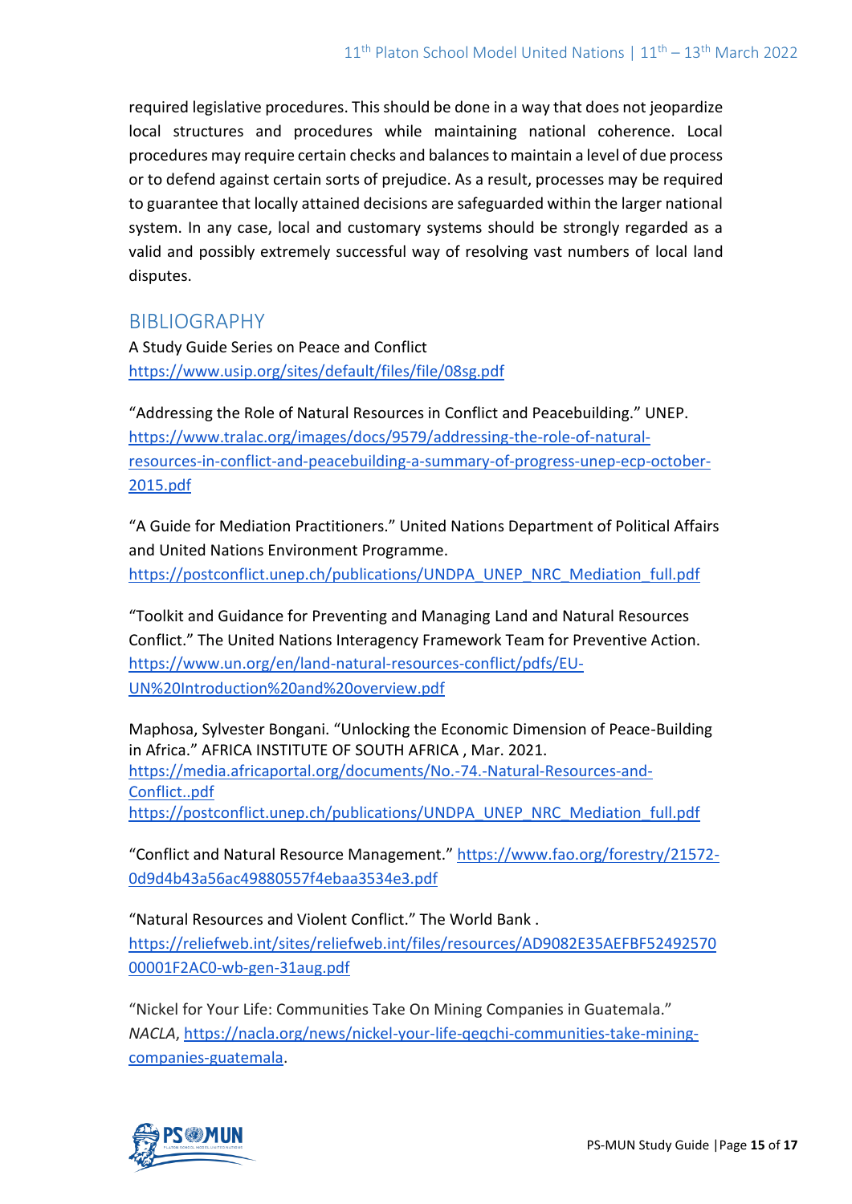required legislative procedures. This should be done in a way that does not jeopardize local structures and procedures while maintaining national coherence. Local procedures may require certain checks and balances to maintain a level of due process or to defend against certain sorts of prejudice. As a result, processes may be required to guarantee that locally attained decisions are safeguarded within the larger national system. In any case, local and customary systems should be strongly regarded as a valid and possibly extremely successful way of resolving vast numbers of local land disputes.

## BIBLIOGRAPHY

A Study Guide Series on Peace and Conflict
https://www.usip.org/sites/default/files/file/08sg.pdf

"Addressing the Role of Natural Resources in Conflict and Peacebuilding." UNEP.
https://www.tralac.org/images/docs/9579/addressing-the-role-of-natural-resources-in-conflict-and-peacebuilding-a-summary-of-progress-unep-ecp-october-2015.pdf

"A Guide for Mediation Practitioners." United Nations Department of Political Affairs and United Nations Environment Programme.
https://postconflict.unep.ch/publications/UNDPA_UNEP_NRC_Mediation_full.pdf

"Toolkit and Guidance for Preventing and Managing Land and Natural Resources Conflict." The United Nations Interagency Framework Team for Preventive Action.
https://www.un.org/en/land-natural-resources-conflict/pdfs/EU-UN%20Introduction%20and%20overview.pdf

Maphosa, Sylvester Bongani. "Unlocking the Economic Dimension of Peace-Building in Africa." AFRICA INSTITUTE OF SOUTH AFRICA , Mar. 2021.
https://media.africaportal.org/documents/No.-74.-Natural-Resources-and-Conflict..pdf
https://postconflict.unep.ch/publications/UNDPA_UNEP_NRC_Mediation_full.pdf

"Conflict and Natural Resource Management." https://www.fao.org/forestry/21572-0d9d4b43a56ac49880557f4ebaa3534e3.pdf

"Natural Resources and Violent Conflict." The World Bank .
https://reliefweb.int/sites/reliefweb.int/files/resources/AD9082E35AEFBF5249257000001F2AC0-wb-gen-31aug.pdf

"Nickel for Your Life: Communities Take On Mining Companies in Guatemala." *NACLA*, https://nacla.org/news/nickel-your-life-qeqchi-communities-take-mining-companies-guatemala.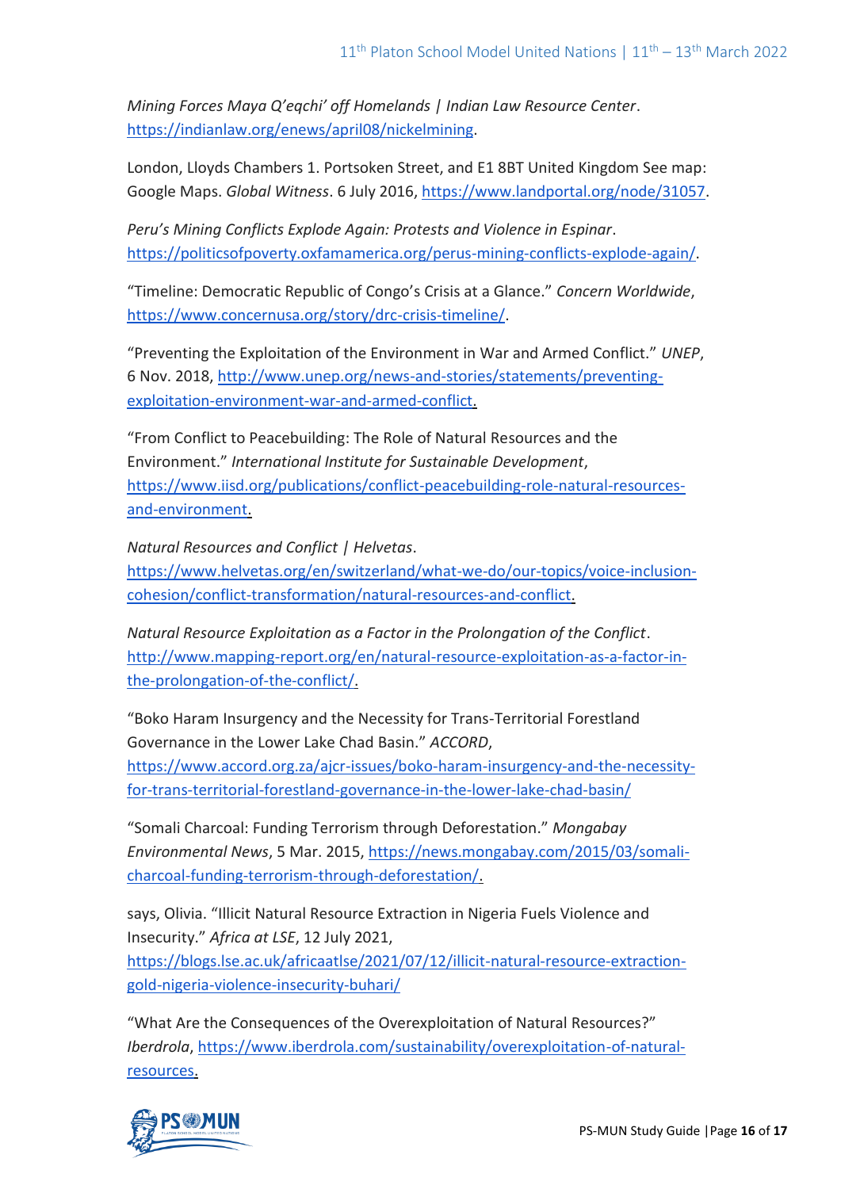*Mining Forces Maya Q'eqchi' off Homelands | Indian Law Resource Center*. https://indianlaw.org/enews/april08/nickelmining.

London, Lloyds Chambers 1. Portsoken Street, and E1 8BT United Kingdom See map: Google Maps. *Global Witness*. 6 July 2016, https://www.landportal.org/node/31057.

*Peru's Mining Conflicts Explode Again: Protests and Violence in Espinar*. https://politicsofpoverty.oxfamamerica.org/perus-mining-conflicts-explode-again/.

"Timeline: Democratic Republic of Congo's Crisis at a Glance." *Concern Worldwide*, https://www.concernusa.org/story/drc-crisis-timeline/.

"Preventing the Exploitation of the Environment in War and Armed Conflict." *UNEP*, 6 Nov. 2018, http://www.unep.org/news-and-stories/statements/preventing-exploitation-environment-war-and-armed-conflict.

"From Conflict to Peacebuilding: The Role of Natural Resources and the Environment." *International Institute for Sustainable Development*, https://www.iisd.org/publications/conflict-peacebuilding-role-natural-resources-and-environment.

*Natural Resources and Conflict | Helvetas*. https://www.helvetas.org/en/switzerland/what-we-do/our-topics/voice-inclusion-cohesion/conflict-transformation/natural-resources-and-conflict.

*Natural Resource Exploitation as a Factor in the Prolongation of the Conflict*. http://www.mapping-report.org/en/natural-resource-exploitation-as-a-factor-in-the-prolongation-of-the-conflict/.

"Boko Haram Insurgency and the Necessity for Trans-Territorial Forestland Governance in the Lower Lake Chad Basin." *ACCORD*, https://www.accord.org.za/ajcr-issues/boko-haram-insurgency-and-the-necessity-for-trans-territorial-forestland-governance-in-the-lower-lake-chad-basin/

"Somali Charcoal: Funding Terrorism through Deforestation." *Mongabay Environmental News*, 5 Mar. 2015, https://news.mongabay.com/2015/03/somali-charcoal-funding-terrorism-through-deforestation/.

says, Olivia. "Illicit Natural Resource Extraction in Nigeria Fuels Violence and Insecurity." *Africa at LSE*, 12 July 2021, https://blogs.lse.ac.uk/africaatlse/2021/07/12/illicit-natural-resource-extraction-gold-nigeria-violence-insecurity-buhari/

"What Are the Consequences of the Overexploitation of Natural Resources?" *Iberdrola*, https://www.iberdrola.com/sustainability/overexploitation-of-natural-resources.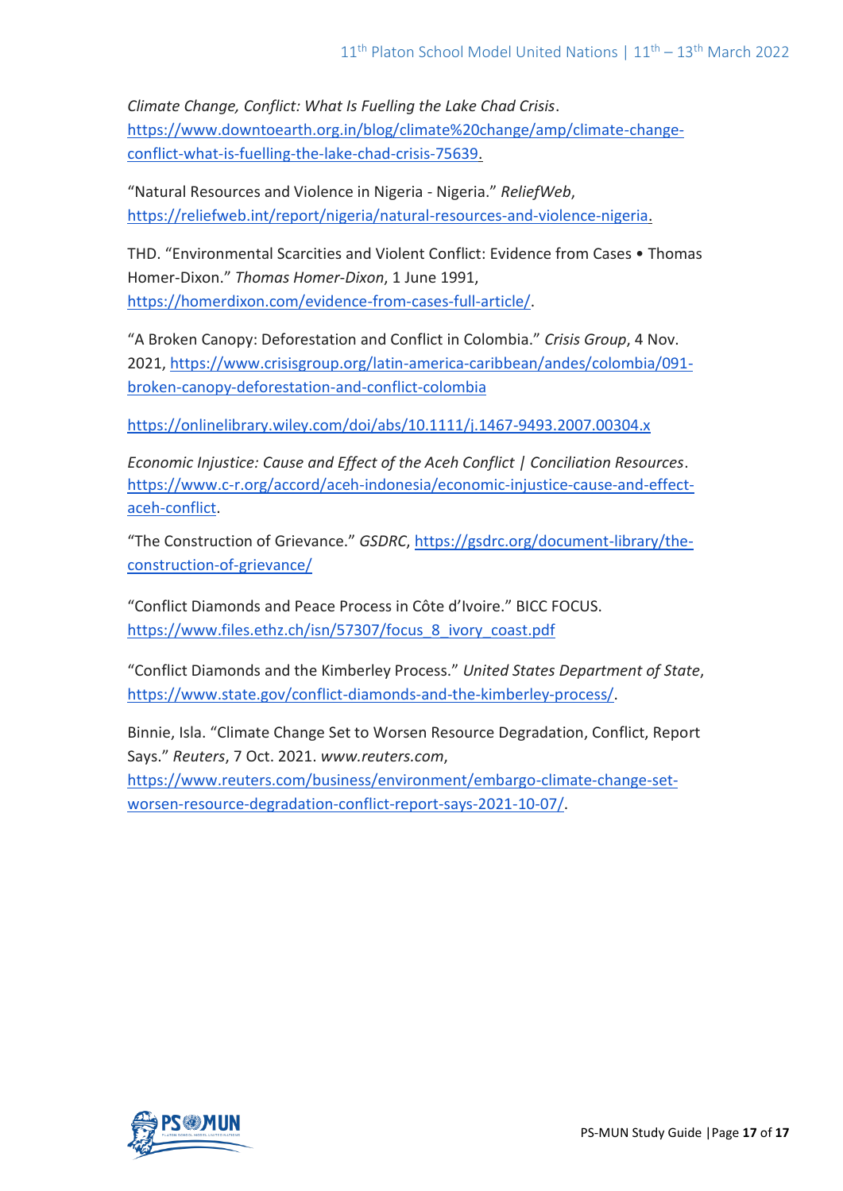*Climate Change, Conflict: What Is Fuelling the Lake Chad Crisis*. https://www.downtoearth.org.in/blog/climate%20change/amp/climate-change-conflict-what-is-fuelling-the-lake-chad-crisis-75639.

"Natural Resources and Violence in Nigeria - Nigeria." *ReliefWeb*, https://reliefweb.int/report/nigeria/natural-resources-and-violence-nigeria.

THD. "Environmental Scarcities and Violent Conflict: Evidence from Cases • Thomas Homer-Dixon." *Thomas Homer-Dixon*, 1 June 1991, https://homerdixon.com/evidence-from-cases-full-article/.

"A Broken Canopy: Deforestation and Conflict in Colombia." *Crisis Group*, 4 Nov. 2021, https://www.crisisgroup.org/latin-america-caribbean/andes/colombia/091-broken-canopy-deforestation-and-conflict-colombia

https://onlinelibrary.wiley.com/doi/abs/10.1111/j.1467-9493.2007.00304.x

*Economic Injustice: Cause and Effect of the Aceh Conflict | Conciliation Resources*. https://www.c-r.org/accord/aceh-indonesia/economic-injustice-cause-and-effect-aceh-conflict.

"The Construction of Grievance." *GSDRC*, https://gsdrc.org/document-library/the-construction-of-grievance/

"Conflict Diamonds and Peace Process in Côte d'Ivoire." BICC FOCUS. https://www.files.ethz.ch/isn/57307/focus_8_ivory_coast.pdf

"Conflict Diamonds and the Kimberley Process." *United States Department of State*, https://www.state.gov/conflict-diamonds-and-the-kimberley-process/.

Binnie, Isla. "Climate Change Set to Worsen Resource Degradation, Conflict, Report Says." *Reuters*, 7 Oct. 2021. *www.reuters.com*, https://www.reuters.com/business/environment/embargo-climate-change-set-worsen-resource-degradation-conflict-report-says-2021-10-07/.